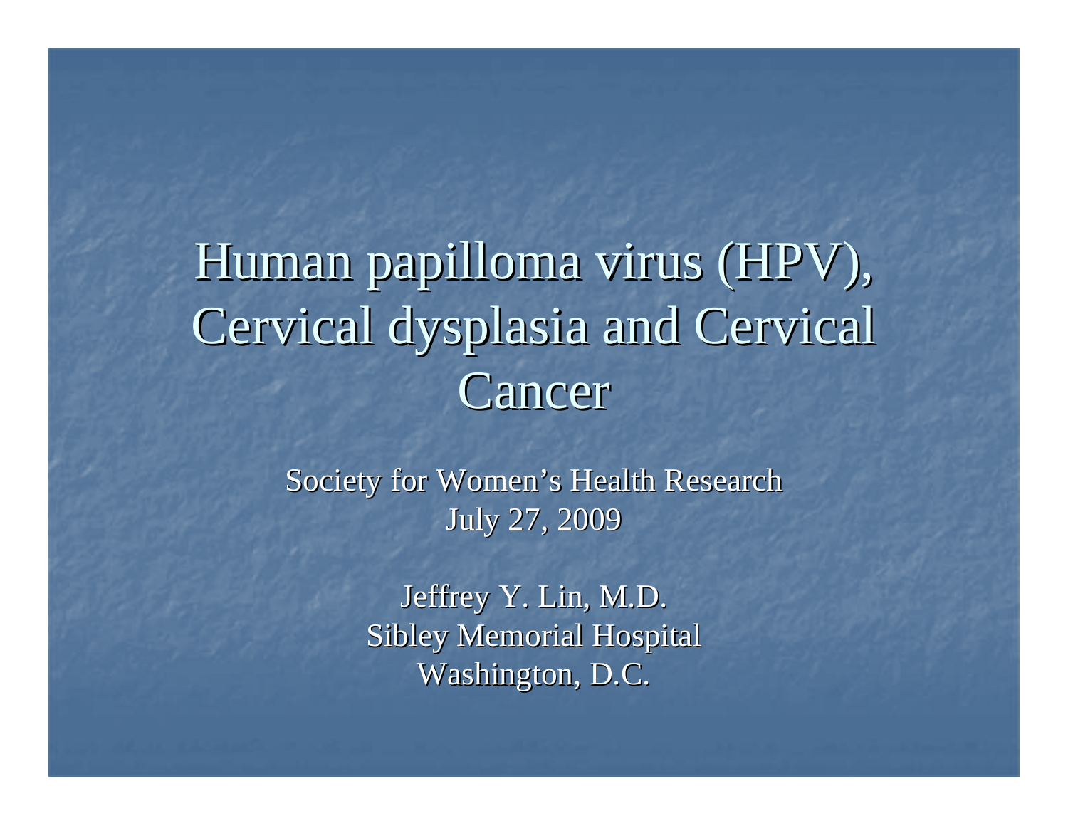# Human papilloma virus (HPV), Cervical dysplasia and Cervical Cancer

Society for Women's Health Research
July 27, 2009

Jeffrey Y. Lin, M.D.
Sibley Memorial Hospital
Washington, D.C.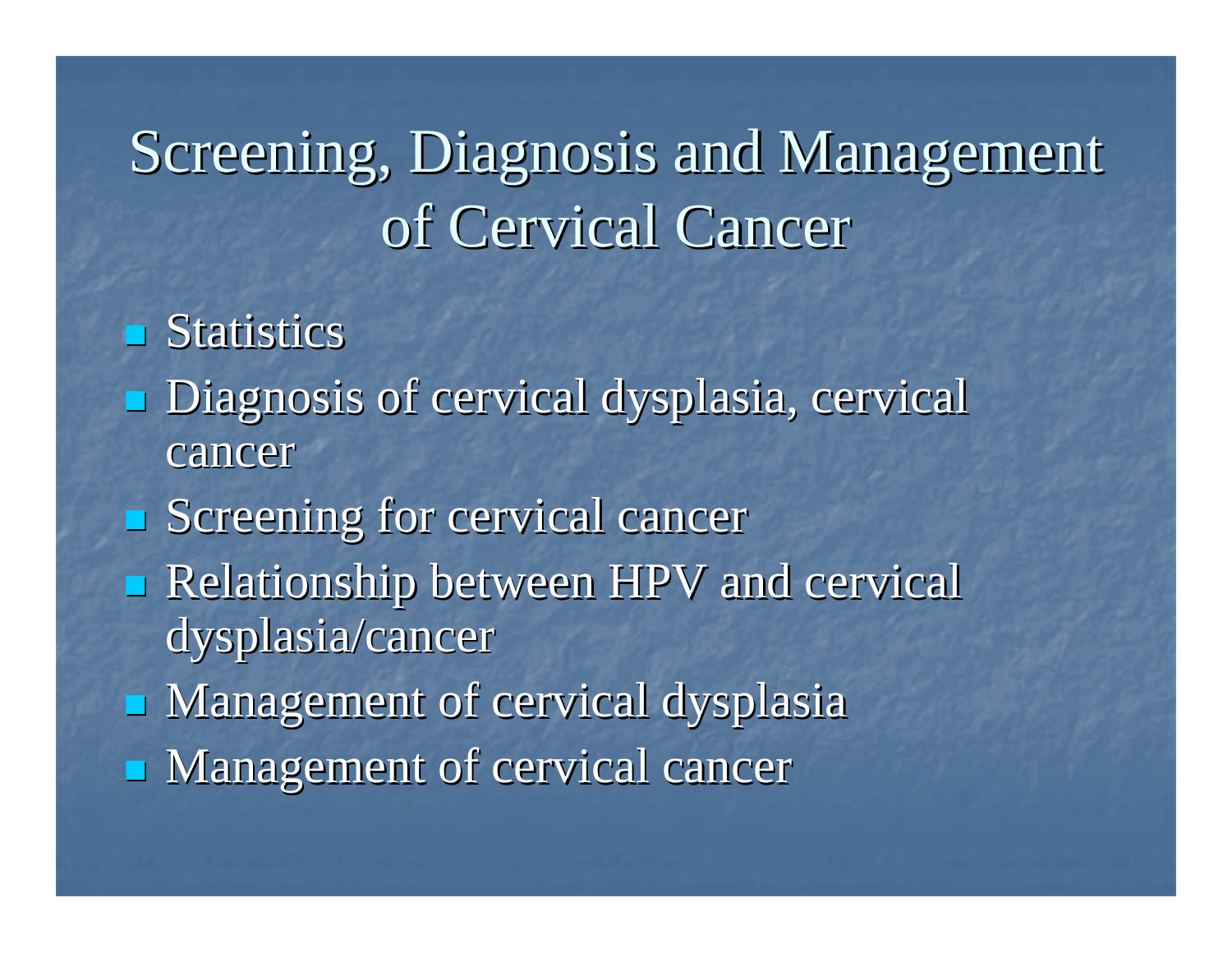# Screening, Diagnosis and Management of Cervical Cancer

- Statistics
- Diagnosis of cervical dysplasia, cervical cancer
- Screening for cervical cancer
- Relationship between HPV and cervical dysplasia/cancer
- Management of cervical dysplasia
- Management of cervical cancer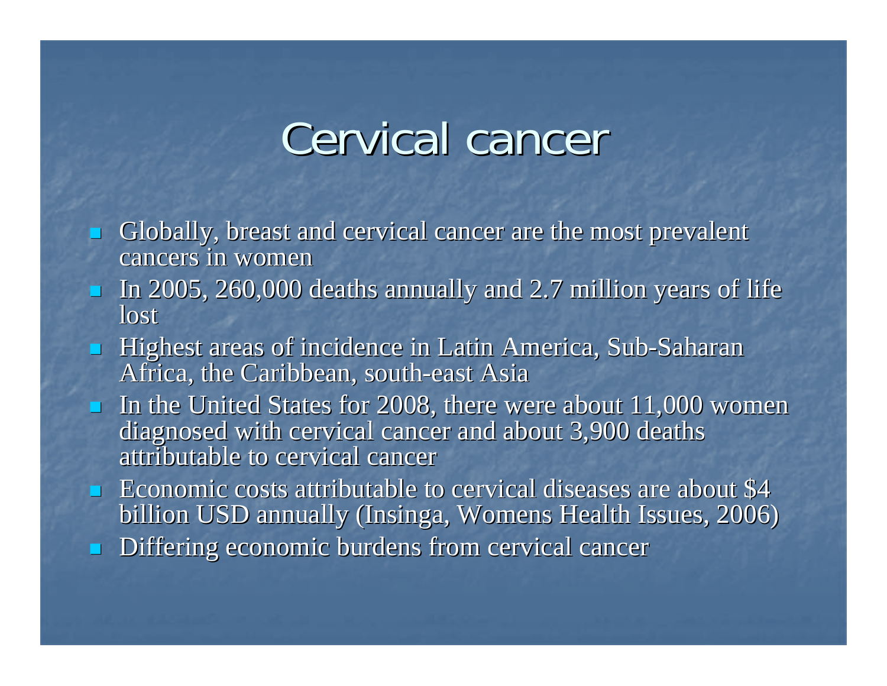# Cervical cancer

- Globally, breast and cervical cancer are the most prevalent cancers in women
- In 2005, 260,000 deaths annually and 2.7 million years of life lost
- Highest areas of incidence in Latin America, Sub-Saharan Africa, the Caribbean, south-east Asia
- In the United States for 2008, there were about 11,000 women diagnosed with cervical cancer and about 3,900 deaths attributable to cervical cancer
- Economic costs attributable to cervical diseases are about $4 billion USD annually (Insinga, Womens Health Issues, 2006)
- Differing economic burdens from cervical cancer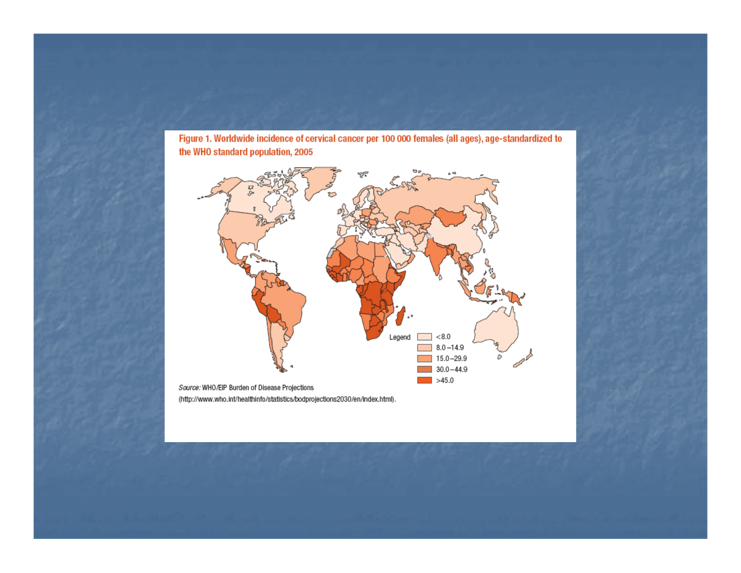**Figure 1. Worldwide incidence of cervical cancer per 100 000 females (all ages), age-standardized to the WHO standard population, 2005**

Legend

- <8.0
- 8.0 – 14.9
- 15.0 – 29.9
- 30.0 – 44.9
- >45.0

*Source:* WHO/EIP Burden of Disease Projections (http://www.who.int/healthinfo/statistics/bodprojections2030/en/index.html).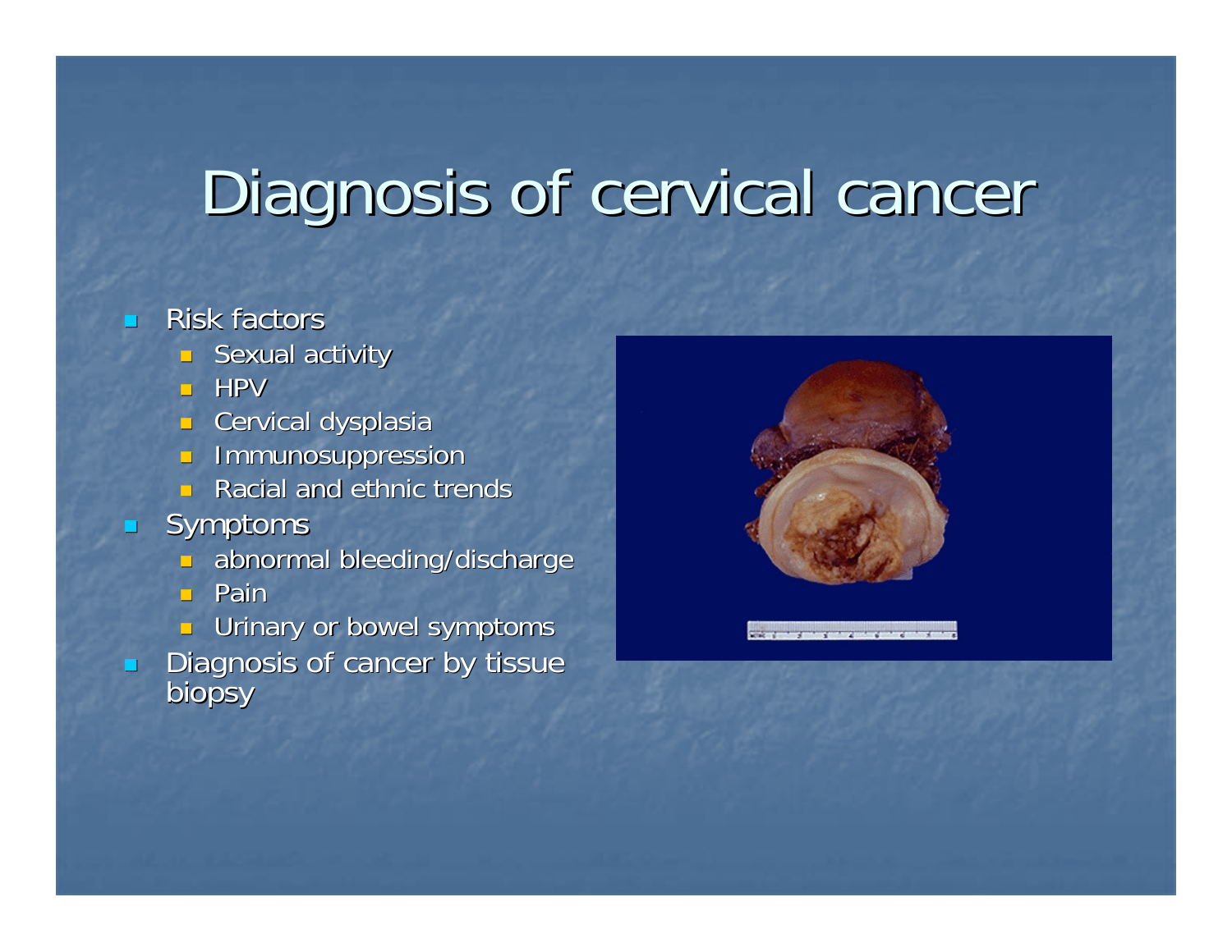# Diagnosis of cervical cancer

- Risk factors
  - Sexual activity
  - HPV
  - Cervical dysplasia
  - Immunosuppression
  - Racial and ethnic trends
- Symptoms
  - abnormal bleeding/discharge
  - Pain
  - Urinary or bowel symptoms
- Diagnosis of cancer by tissue biopsy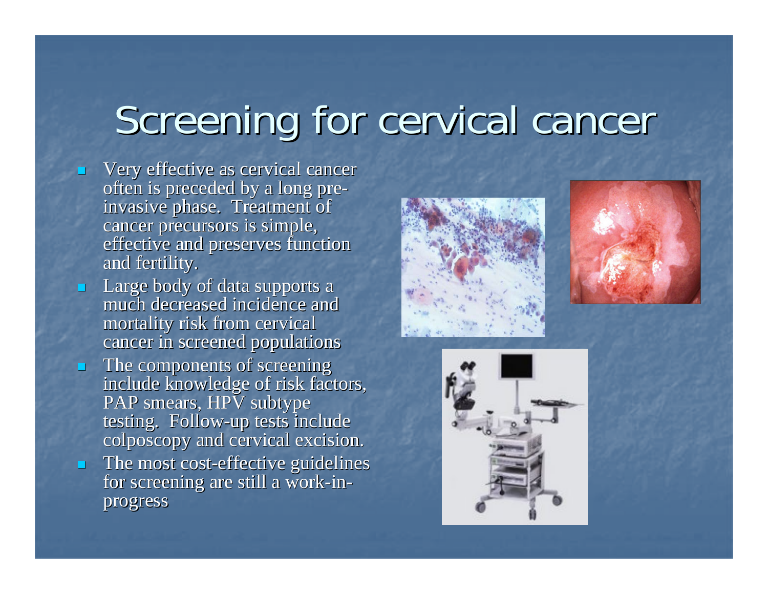# Screening for cervical cancer

- Very effective as cervical cancer often is preceded by a long pre-invasive phase. Treatment of cancer precursors is simple, effective and preserves function and fertility.
- Large body of data supports a much decreased incidence and mortality risk from cervical cancer in screened populations
- The components of screening include knowledge of risk factors, PAP smears, HPV subtype testing. Follow-up tests include colposcopy and cervical excision.
- The most cost-effective guidelines for screening are still a work-in-progress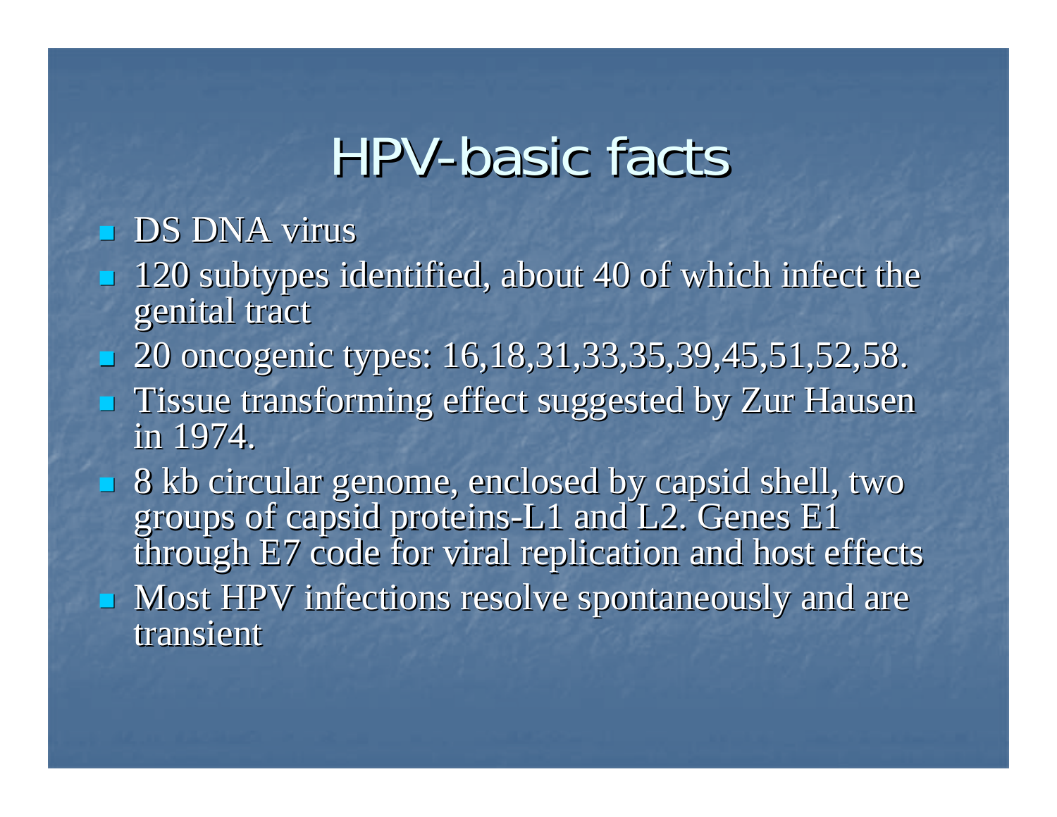# HPV-basic facts

- DS DNA virus
- 120 subtypes identified, about 40 of which infect the genital tract
- 20 oncogenic types: 16,18,31,33,35,39,45,51,52,58.
- Tissue transforming effect suggested by Zur Hausen in 1974.
- 8 kb circular genome, enclosed by capsid shell, two groups of capsid proteins-L1 and L2. Genes E1 through E7 code for viral replication and host effects
- Most HPV infections resolve spontaneously and are transient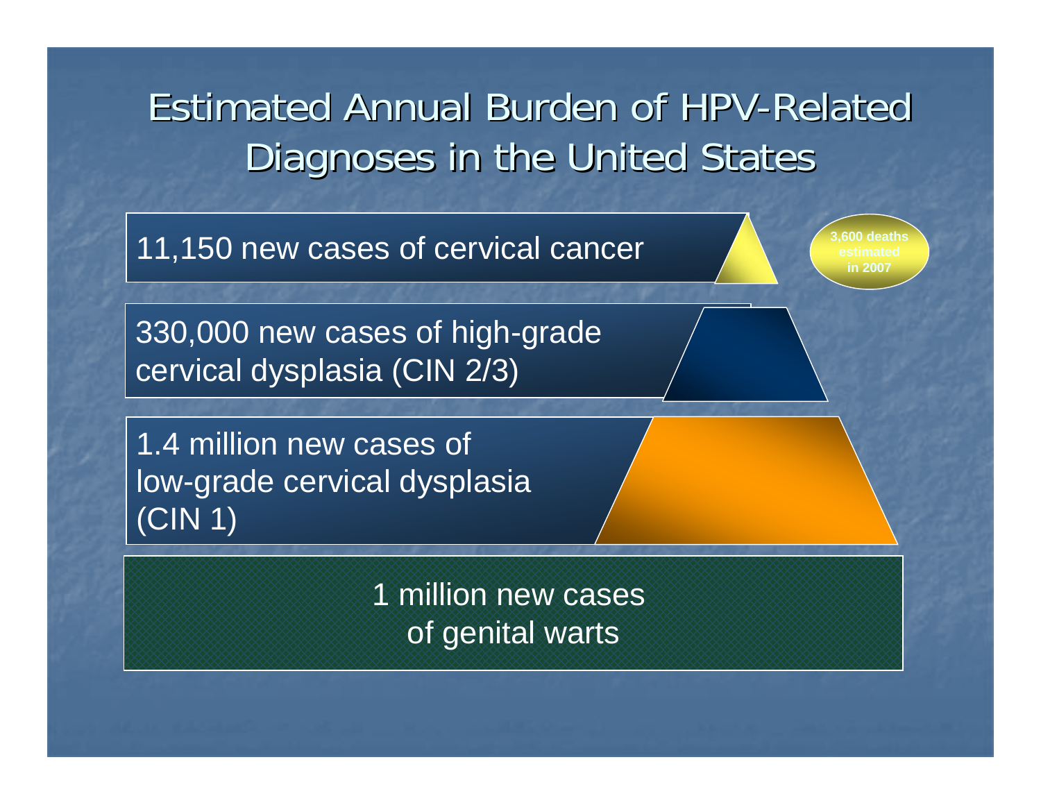# Estimated Annual Burden of HPV-Related Diagnoses in the United States

- 11,150 new cases of cervical cancer
  - 3,600 deaths estimated in 2007
- 330,000 new cases of high-grade cervical dysplasia (CIN 2/3)
- 1.4 million new cases of low-grade cervical dysplasia (CIN 1)
- 1 million new cases of genital warts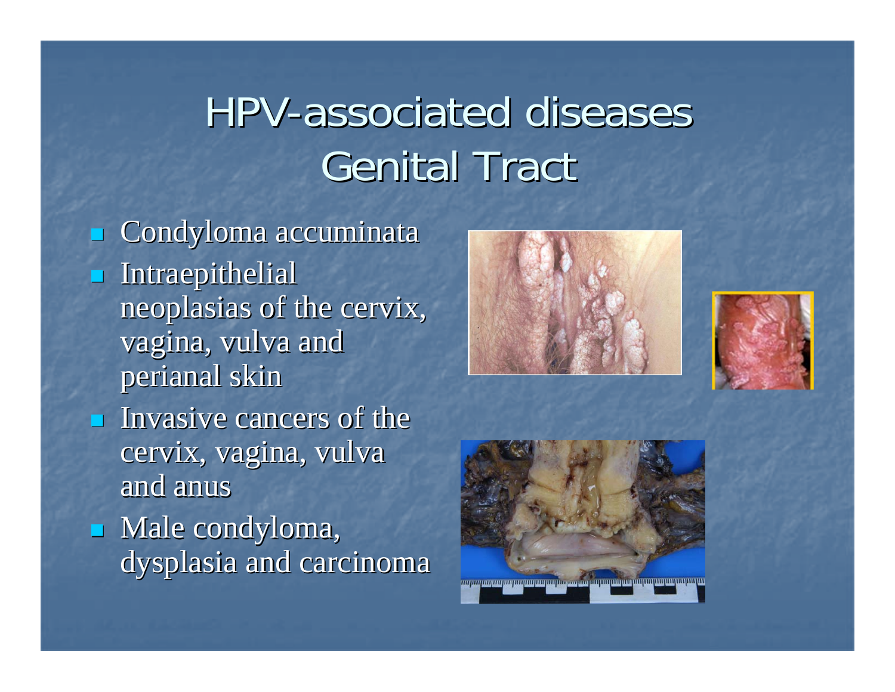# HPV-associated diseases
# Genital Tract

- Condyloma accuminata
- Intraepithelial neoplasias of the cervix, vagina, vulva and perianal skin
- Invasive cancers of the cervix, vagina, vulva and anus
- Male condyloma, dysplasia and carcinoma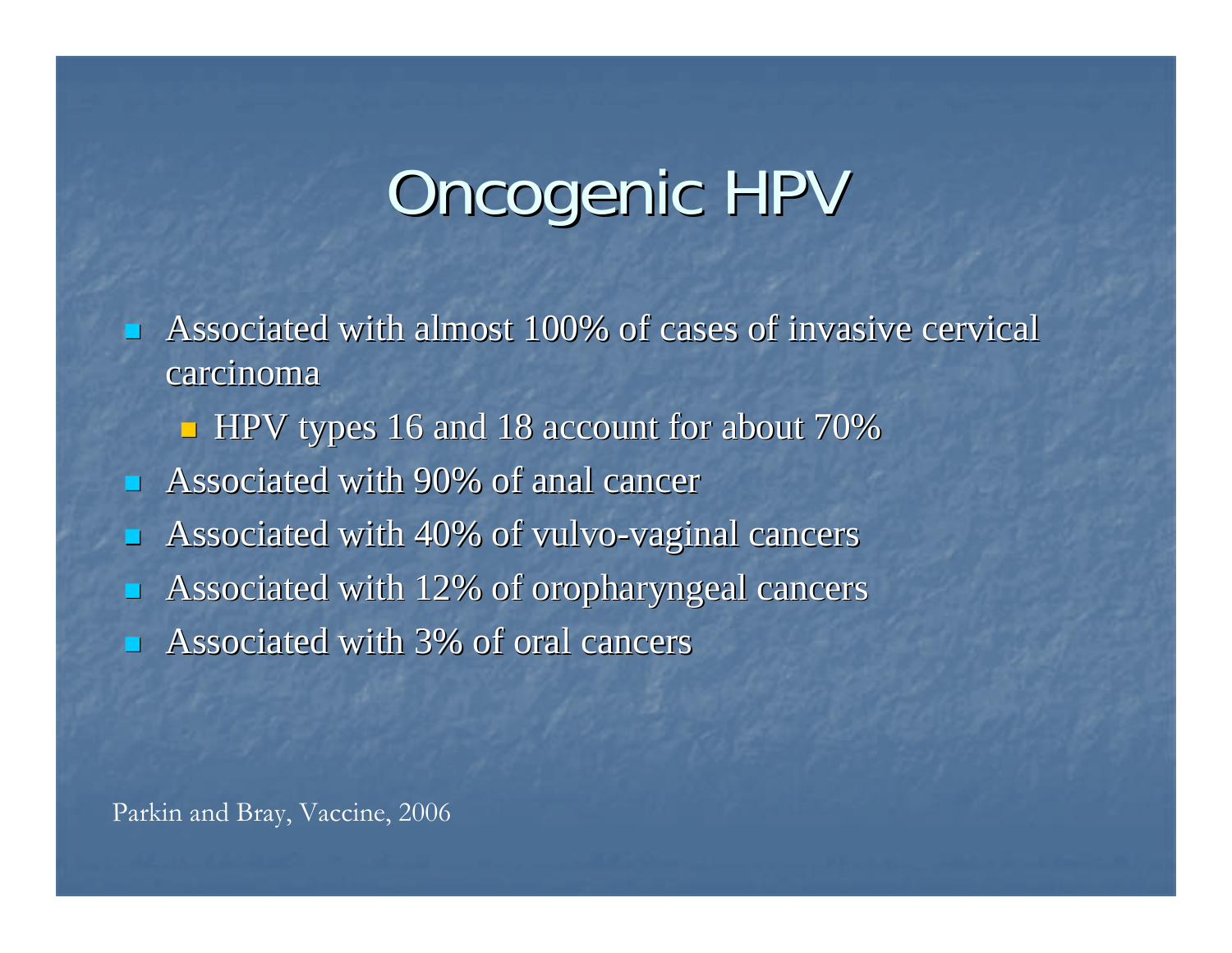# Oncogenic HPV

- Associated with almost 100% of cases of invasive cervical carcinoma
  - HPV types 16 and 18 account for about 70%
- Associated with 90% of anal cancer
- Associated with 40% of vulvo-vaginal cancers
- Associated with 12% of oropharyngeal cancers
- Associated with 3% of oral cancers

Parkin and Bray, Vaccine, 2006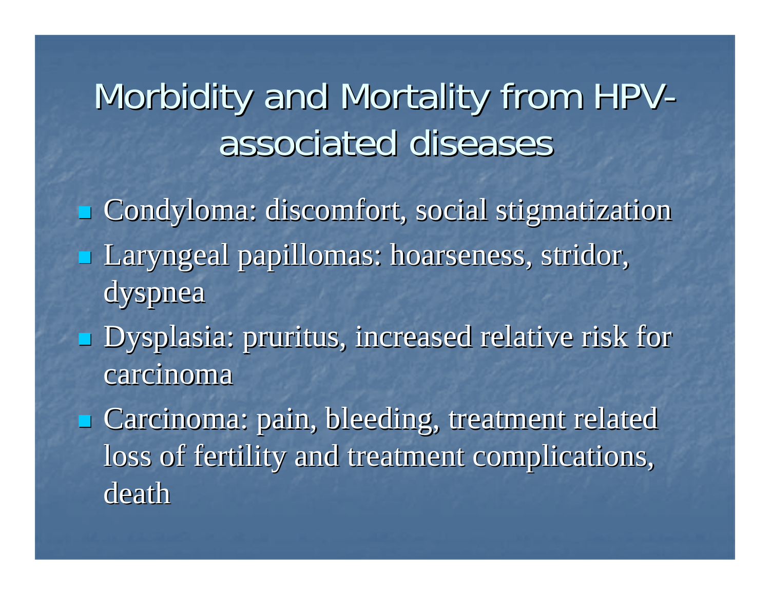# Morbidity and Mortality from HPV-associated diseases

- Condyloma: discomfort, social stigmatization
- Laryngeal papillomas: hoarseness, stridor, dyspnea
- Dysplasia: pruritus, increased relative risk for carcinoma
- Carcinoma: pain, bleeding, treatment related loss of fertility and treatment complications, death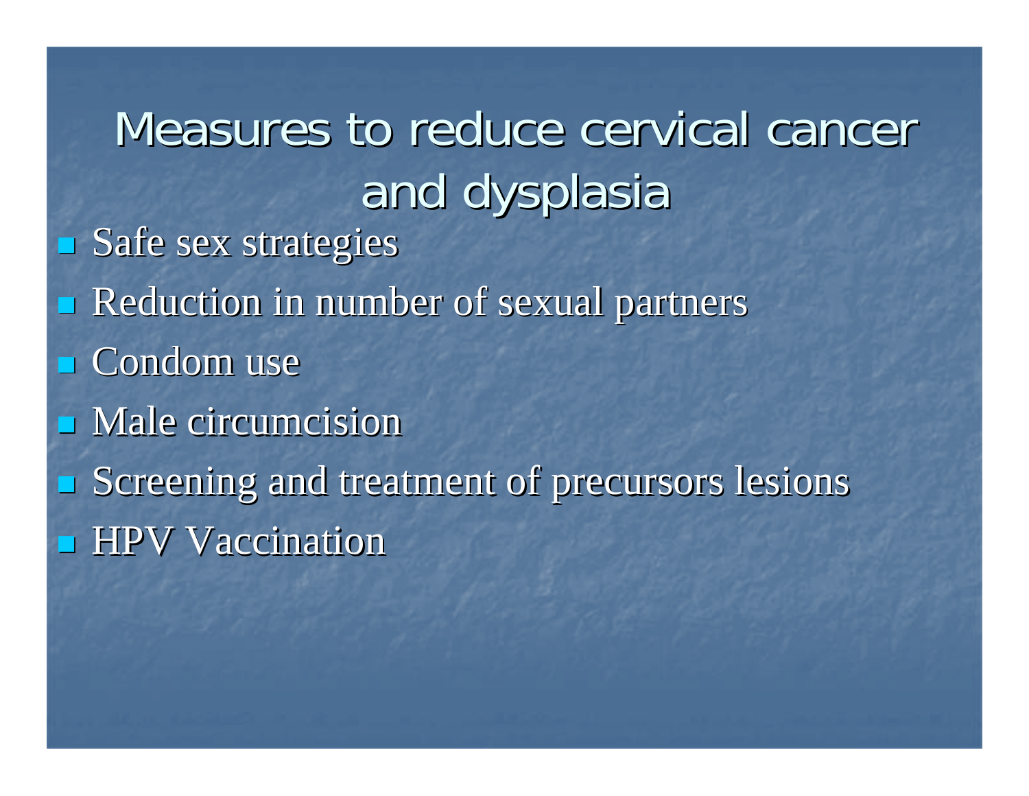# Measures to reduce cervical cancer and dysplasia

- Safe sex strategies
- Reduction in number of sexual partners
- Condom use
- Male circumcision
- Screening and treatment of precursors lesions
- HPV Vaccination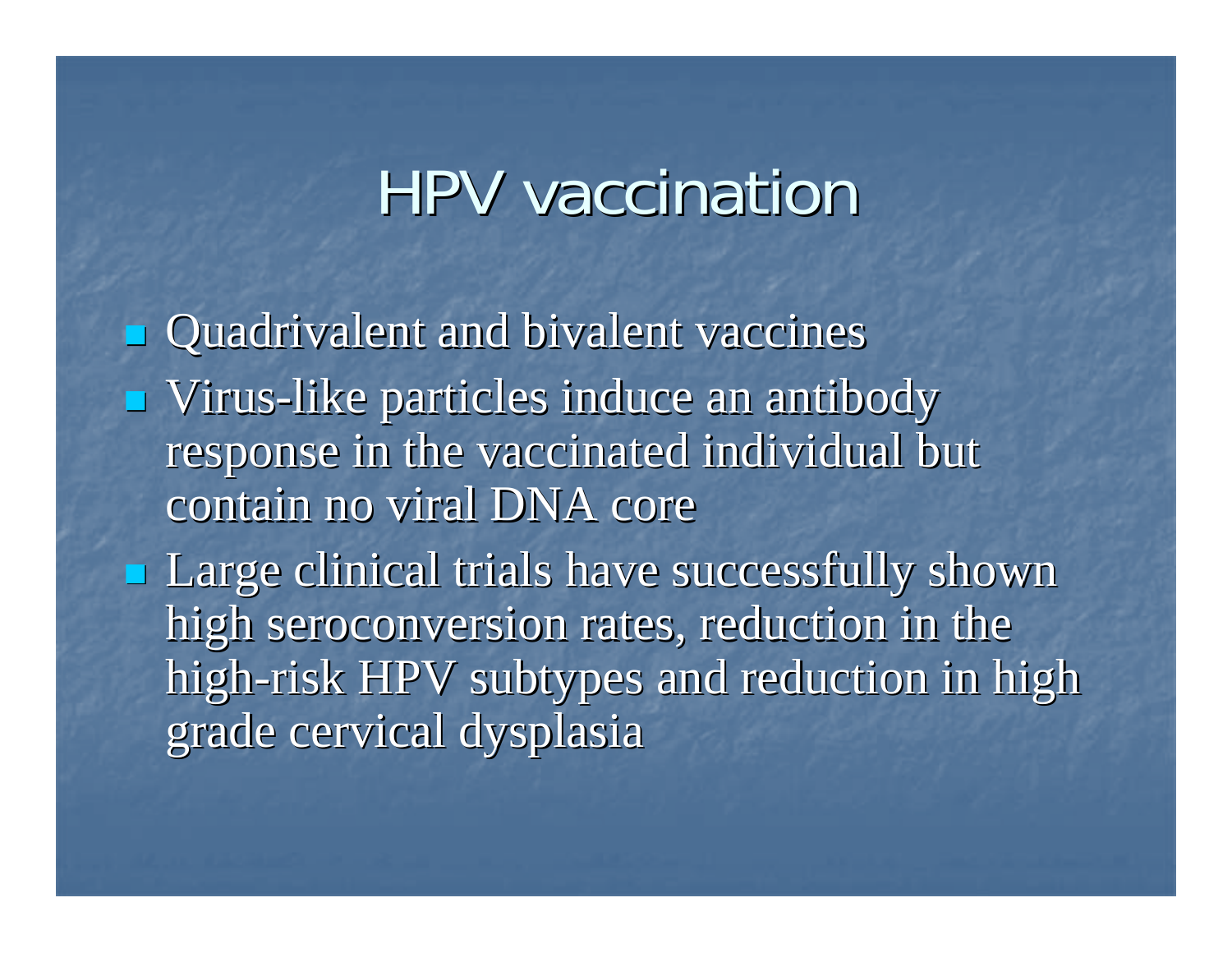# HPV vaccination

- Quadrivalent and bivalent vaccines
- Virus-like particles induce an antibody response in the vaccinated individual but contain no viral DNA core
- Large clinical trials have successfully shown high seroconversion rates, reduction in the high-risk HPV subtypes and reduction in high grade cervical dysplasia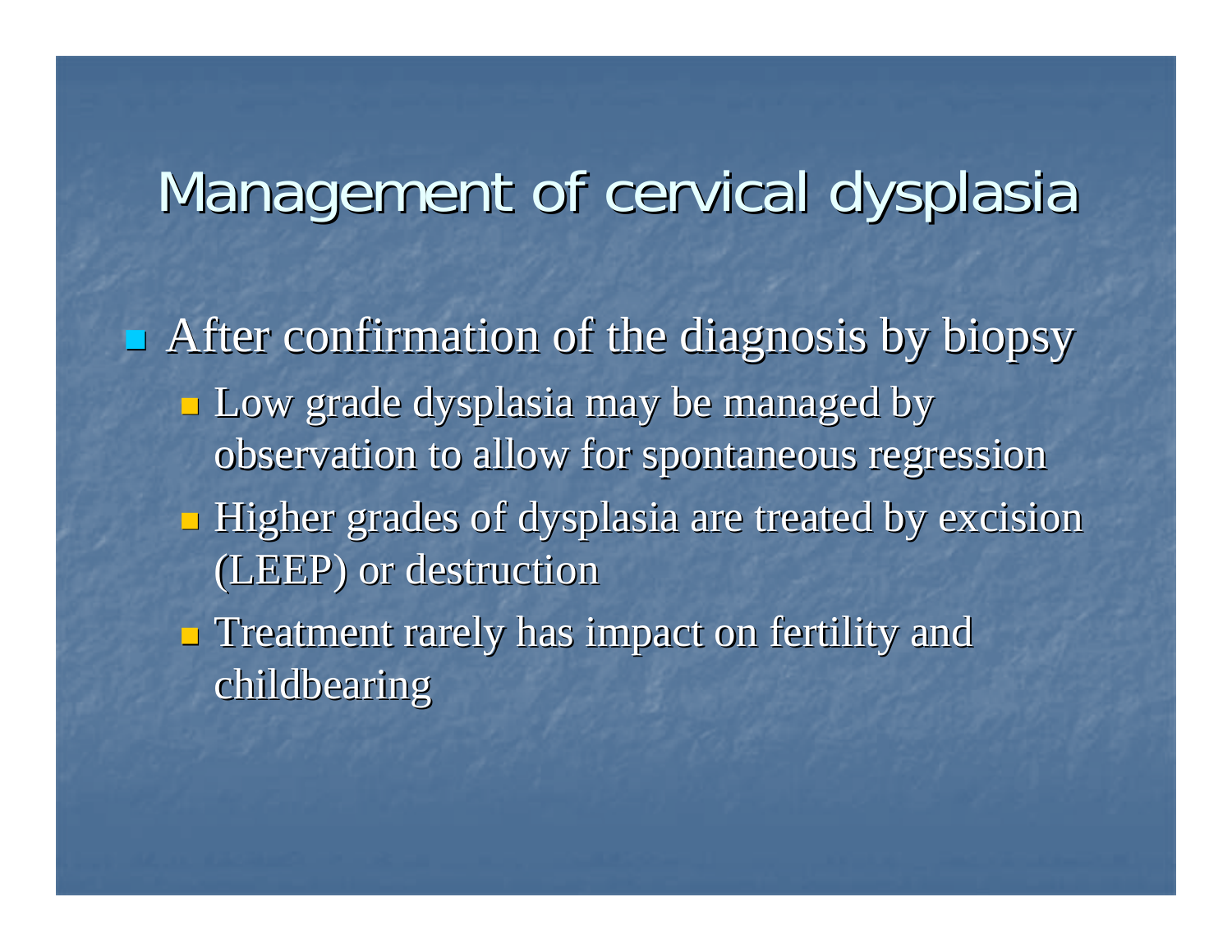# Management of cervical dysplasia

- After confirmation of the diagnosis by biopsy
  - Low grade dysplasia may be managed by observation to allow for spontaneous regression
  - Higher grades of dysplasia are treated by excision (LEEP) or destruction
  - Treatment rarely has impact on fertility and childbearing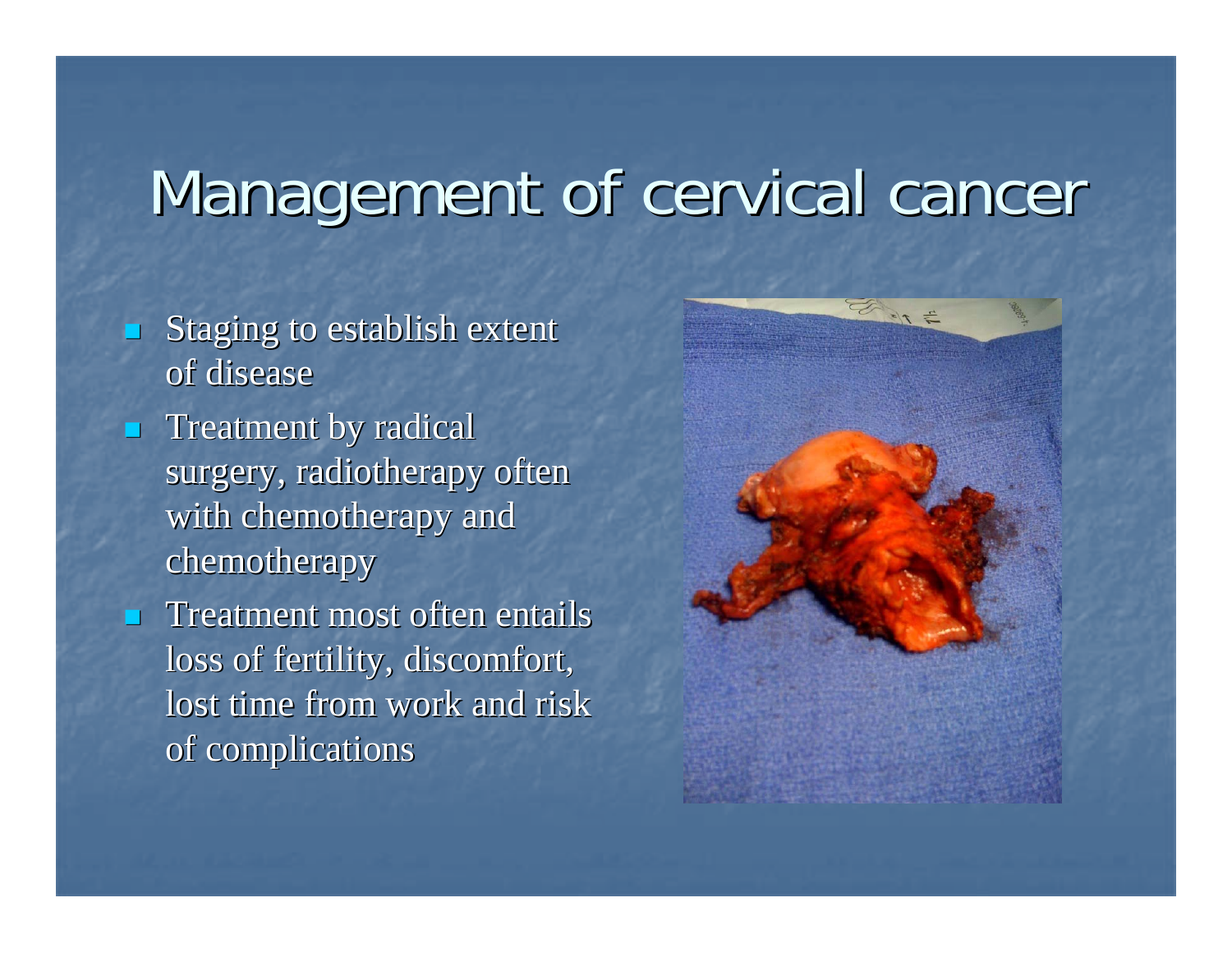# Management of cervical cancer

- Staging to establish extent of disease
- Treatment by radical surgery, radiotherapy often with chemotherapy and chemotherapy
- Treatment most often entails loss of fertility, discomfort, lost time from work and risk of complications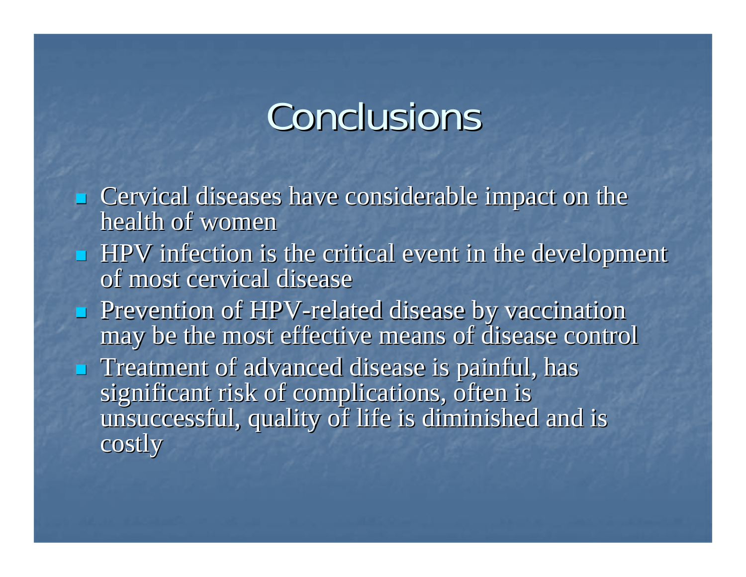# Conclusions

- Cervical diseases have considerable impact on the health of women
- HPV infection is the critical event in the development of most cervical disease
- Prevention of HPV-related disease by vaccination may be the most effective means of disease control
- Treatment of advanced disease is painful, has significant risk of complications, often is unsuccessful, quality of life is diminished and is costly